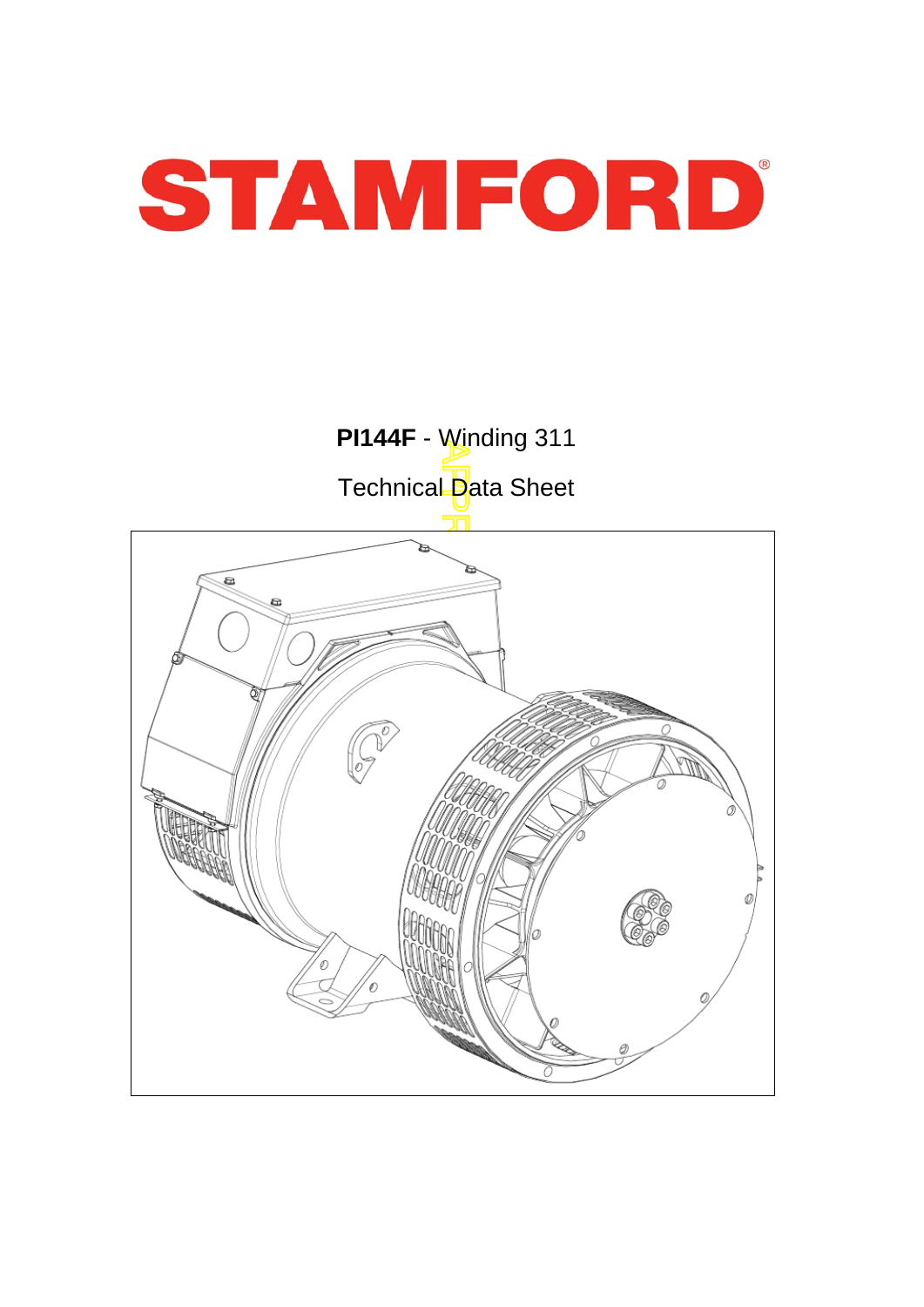# STAMFORD®

**PI144F** - Winding 311

Technical Data Sheet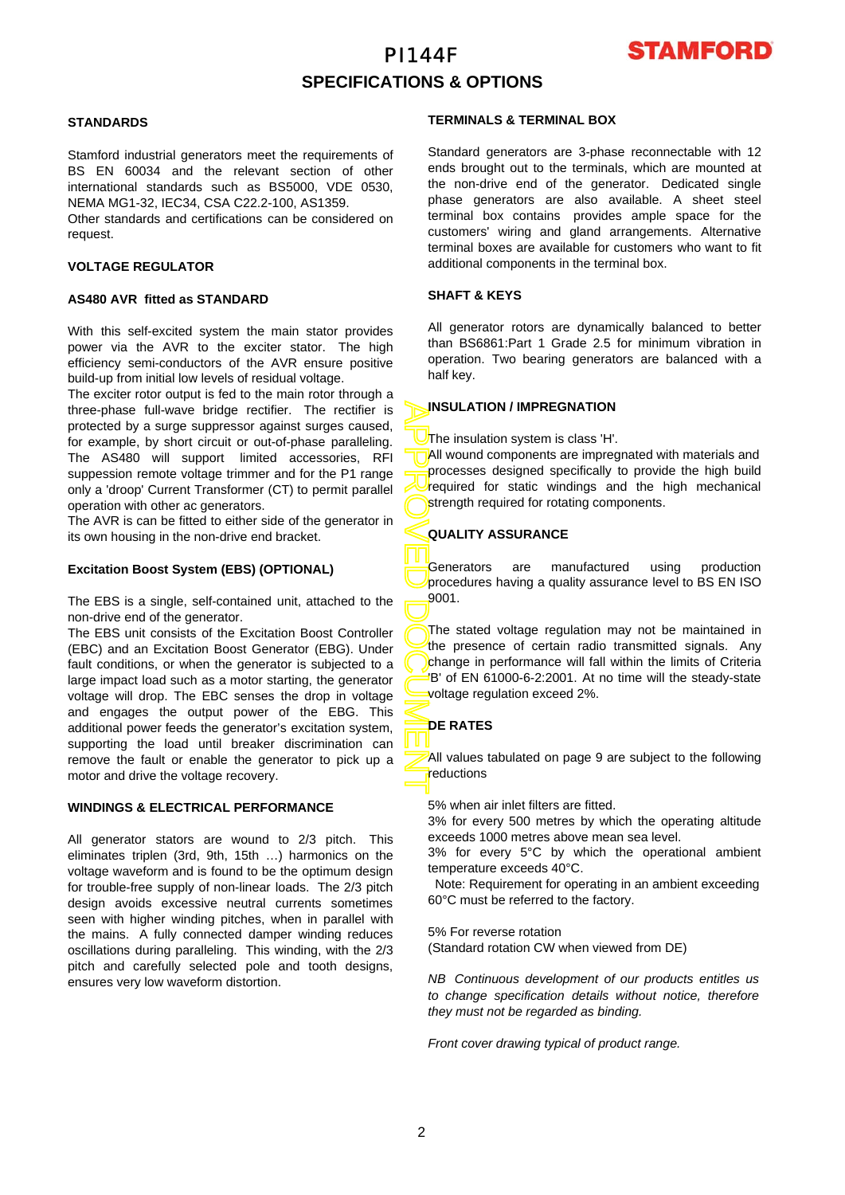# PI144F

## SPECIFICATIONS & OPTIONS

### STANDARDS

Stamford industrial generators meet the requirements of BS EN 60034 and the relevant section of other international standards such as BS5000, VDE 0530, NEMA MG1-32, IEC34, CSA C22.2-100, AS1359.
Other standards and certifications can be considered on request.

### VOLTAGE REGULATOR

#### AS480 AVR fitted as STANDARD

With this self-excited system the main stator provides power via the AVR to the exciter stator. The high efficiency semi-conductors of the AVR ensure positive build-up from initial low levels of residual voltage.
The exciter rotor output is fed to the main rotor through a three-phase full-wave bridge rectifier. The rectifier is protected by a surge suppressor against surges caused, for example, by short circuit or out-of-phase paralleling. The AS480 will support limited accessories, RFI suppression remote voltage trimmer and for the P1 range only a 'droop' Current Transformer (CT) to permit parallel operation with other ac generators.
The AVR is can be fitted to either side of the generator in its own housing in the non-drive end bracket.

#### Excitation Boost System (EBS) (OPTIONAL)

The EBS is a single, self-contained unit, attached to the non-drive end of the generator.
The EBS unit consists of the Excitation Boost Controller (EBC) and an Excitation Boost Generator (EBG). Under fault conditions, or when the generator is subjected to a large impact load such as a motor starting, the generator voltage will drop. The EBC senses the drop in voltage and engages the output power of the EBG. This additional power feeds the generator's excitation system, supporting the load until breaker discrimination can remove the fault or enable the generator to pick up a motor and drive the voltage recovery.

### WINDINGS & ELECTRICAL PERFORMANCE

All generator stators are wound to 2/3 pitch. This eliminates triplen (3rd, 9th, 15th …) harmonics on the voltage waveform and is found to be the optimum design for trouble-free supply of non-linear loads. The 2/3 pitch design avoids excessive neutral currents sometimes seen with higher winding pitches, when in parallel with the mains. A fully connected damper winding reduces oscillations during paralleling. This winding, with the 2/3 pitch and carefully selected pole and tooth designs, ensures very low waveform distortion.

### TERMINALS & TERMINAL BOX

Standard generators are 3-phase reconnectable with 12 ends brought out to the terminals, which are mounted at the non-drive end of the generator. Dedicated single phase generators are also available. A sheet steel terminal box contains provides ample space for the customers' wiring and gland arrangements. Alternative terminal boxes are available for customers who want to fit additional components in the terminal box.

### SHAFT & KEYS

All generator rotors are dynamically balanced to better than BS6861:Part 1 Grade 2.5 for minimum vibration in operation. Two bearing generators are balanced with a half key.

### INSULATION / IMPREGNATION

The insulation system is class 'H'.
All wound components are impregnated with materials and processes designed specifically to provide the high build required for static windings and the high mechanical strength required for rotating components.

### QUALITY ASSURANCE

Generators are manufactured using production procedures having a quality assurance level to BS EN ISO 9001.

The stated voltage regulation may not be maintained in the presence of certain radio transmitted signals. Any change in performance will fall within the limits of Criteria 'B' of EN 61000-6-2:2001. At no time will the steady-state voltage regulation exceed 2%.

### DE RATES

All values tabulated on page 9 are subject to the following reductions

5% when air inlet filters are fitted.
3% for every 500 metres by which the operating altitude exceeds 1000 metres above mean sea level.
3% for every 5°C by which the operational ambient temperature exceeds 40°C.
Note: Requirement for operating in an ambient exceeding 60°C must be referred to the factory.

5% For reverse rotation
(Standard rotation CW when viewed from DE)

*NB Continuous development of our products entitles us to change specification details without notice, therefore they must not be regarded as binding.*

*Front cover drawing typical of product range.*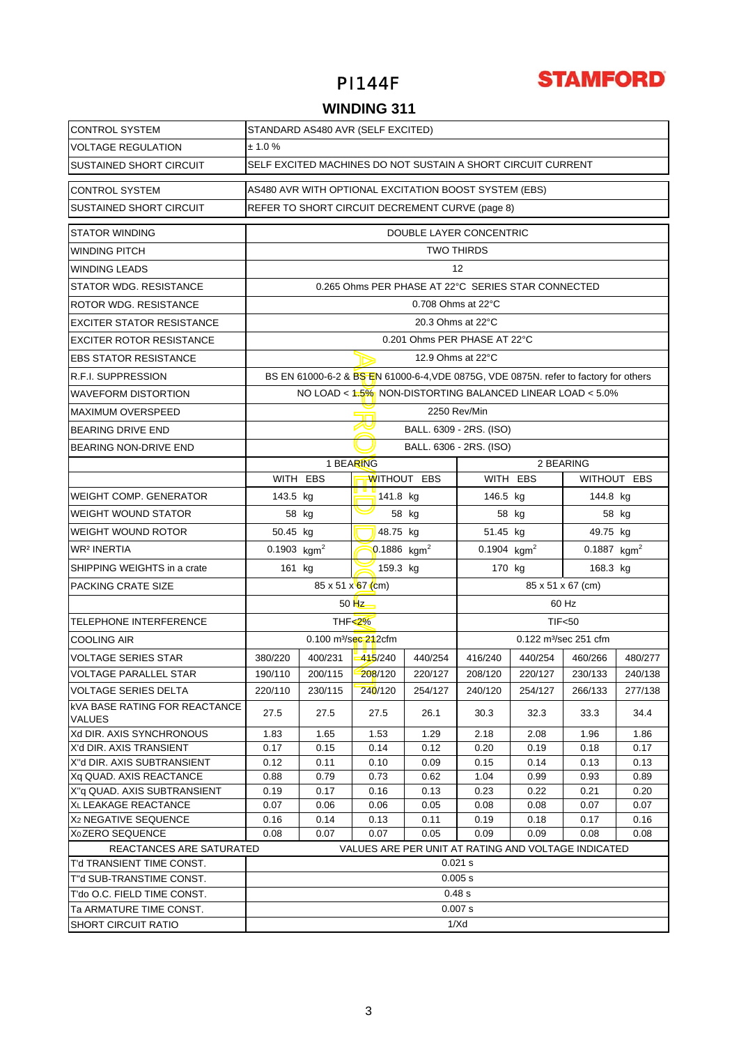# PI144F

STAMFORD

## WINDING 311

| CONTROL SYSTEM | STANDARD AS480 AVR (SELF EXCITED) |
|---|---|
| VOLTAGE REGULATION | ± 1.0 % |
| SUSTAINED SHORT CIRCUIT | SELF EXCITED MACHINES DO NOT SUSTAIN A SHORT CIRCUIT CURRENT |

| CONTROL SYSTEM | AS480 AVR WITH OPTIONAL EXCITATION BOOST SYSTEM (EBS) |
|---|---|
| SUSTAINED SHORT CIRCUIT | REFER TO SHORT CIRCUIT DECREMENT CURVE (page 8) |

| | | | | | | | | |
|---|---|---|---|---|---|---|---|---|
| STATOR WINDING | DOUBLE LAYER CONCENTRIC | | | | | | | |
| WINDING PITCH | TWO THIRDS | | | | | | | |
| WINDING LEADS | 12 | | | | | | | |
| STATOR WDG. RESISTANCE | 0.265 Ohms PER PHASE AT 22°C SERIES STAR CONNECTED | | | | | | | |
| ROTOR WDG. RESISTANCE | 0.708 Ohms at 22°C | | | | | | | |
| EXCITER STATOR RESISTANCE | 20.3 Ohms at 22°C | | | | | | | |
| EXCITER ROTOR RESISTANCE | 0.201 Ohms PER PHASE AT 22°C | | | | | | | |
| EBS STATOR RESISTANCE | 12.9 Ohms at 22°C | | | | | | | |
| R.F.I. SUPPRESSION | BS EN 61000-6-2 & BS EN 61000-6-4,VDE 0875G, VDE 0875N. refer to factory for others | | | | | | | |
| WAVEFORM DISTORTION | NO LOAD < 1.5% NON-DISTORTING BALANCED LINEAR LOAD < 5.0% | | | | | | | |
| MAXIMUM OVERSPEED | 2250 Rev/Min | | | | | | | |
| BEARING DRIVE END | BALL. 6309 - 2RS. (ISO) | | | | | | | |
| BEARING NON-DRIVE END | BALL. 6306 - 2RS. (ISO) | | | | | | | |
| | 1 BEARING | | | | 2 BEARING | | | |
| | WITH EBS | | WITHOUT EBS | | WITH EBS | | WITHOUT EBS | |
| WEIGHT COMP. GENERATOR | 143.5 kg | | 141.8 kg | | 146.5 kg | | 144.8 kg | |
| WEIGHT WOUND STATOR | 58 kg | | 58 kg | | 58 kg | | 58 kg | |
| WEIGHT WOUND ROTOR | 50.45 kg | | 48.75 kg | | 51.45 kg | | 49.75 kg | |
| $WR^2$ INERTIA | 0.1903 $kgm^2$ | | 0.1886 $kgm^2$ | | 0.1904 $kgm^2$ | | 0.1887 $kgm^2$ | |
| SHIPPING WEIGHTS in a crate | 161 kg | | 159.3 kg | | 170 kg | | 168.3 kg | |
| PACKING CRATE SIZE | 85 x 51 x 67 (cm) | | | | 85 x 51 x 67 (cm) | | | |
| | 50 Hz | | | | 60 Hz | | | |
| TELEPHONE INTERFERENCE | THF<2% | | | | TIF<50 | | | |
| COOLING AIR | 0.100 $m^3$/sec 212cfm | | | | 0.122 $m^3$/sec 251 cfm | | | |
| VOLTAGE SERIES STAR | 380/220 | 400/231 | 415/240 | 440/254 | 416/240 | 440/254 | 460/266 | 480/277 |
| VOLTAGE PARALLEL STAR | 190/110 | 200/115 | 208/120 | 220/127 | 208/120 | 220/127 | 230/133 | 240/138 |
| VOLTAGE SERIES DELTA | 220/110 | 230/115 | 240/120 | 254/127 | 240/120 | 254/127 | 266/133 | 277/138 |
| kVA BASE RATING FOR REACTANCE VALUES | 27.5 | 27.5 | 27.5 | 26.1 | 30.3 | 32.3 | 33.3 | 34.4 |
| Xd DIR. AXIS SYNCHRONOUS | 1.83 | 1.65 | 1.53 | 1.29 | 2.18 | 2.08 | 1.96 | 1.86 |
| X'd DIR. AXIS TRANSIENT | 0.17 | 0.15 | 0.14 | 0.12 | 0.20 | 0.19 | 0.18 | 0.17 |
| X''d DIR. AXIS SUBTRANSIENT | 0.12 | 0.11 | 0.10 | 0.09 | 0.15 | 0.14 | 0.13 | 0.13 |
| Xq QUAD. AXIS REACTANCE | 0.88 | 0.79 | 0.73 | 0.62 | 1.04 | 0.99 | 0.93 | 0.89 |
| X''q QUAD. AXIS SUBTRANSIENT | 0.19 | 0.17 | 0.16 | 0.13 | 0.23 | 0.22 | 0.21 | 0.20 |
| $X_L$ LEAKAGE REACTANCE | 0.07 | 0.06 | 0.06 | 0.05 | 0.08 | 0.08 | 0.07 | 0.07 |
| $X_2$ NEGATIVE SEQUENCE | 0.16 | 0.14 | 0.13 | 0.11 | 0.19 | 0.18 | 0.17 | 0.16 |
| $X_0$ ZERO SEQUENCE | 0.08 | 0.07 | 0.07 | 0.05 | 0.09 | 0.09 | 0.08 | 0.08 |
| REACTANCES ARE SATURATED | VALUES ARE PER UNIT AT RATING AND VOLTAGE INDICATED | | | | | | | |
| T'd TRANSIENT TIME CONST. | 0.021 s | | | | | | | |
| T''d SUB-TRANSTIME CONST. | 0.005 s | | | | | | | |
| T'do O.C. FIELD TIME CONST. | 0.48 s | | | | | | | |
| Ta ARMATURE TIME CONST. | 0.007 s | | | | | | | |
| SHORT CIRCUIT RATIO | 1/Xd | | | | | | | |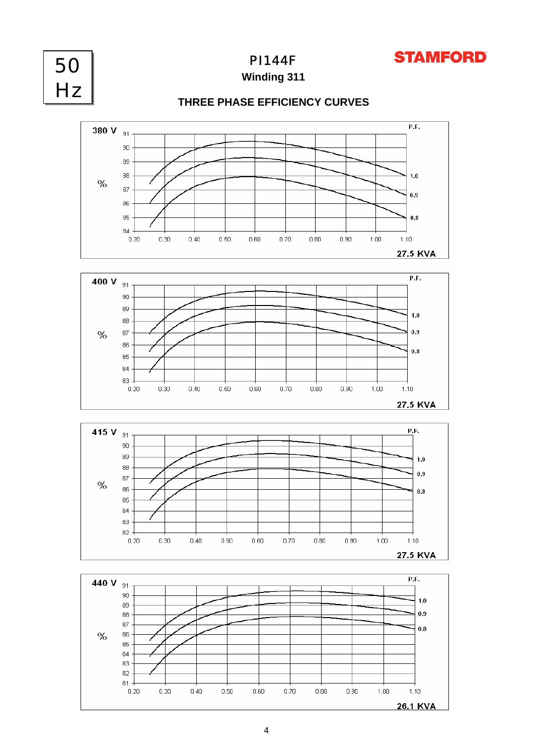50 Hz

# PI144F

**Winding 311**

**STAMFORD**

## THREE PHASE EFFICIENCY CURVES

**380 V**

%

P.F.

1.0

0.9

0.8

Y-axis: 84, 85, 86, 87, 88, 89, 90, 91

X-axis: 0.20, 0.30, 0.40, 0.50, 0.60, 0.70, 0.80, 0.90, 1.00, 1.10

**27.5 KVA**

**400 V**

%

P.F.

1.0

0.9

0.8

Y-axis: 83, 84, 85, 86, 87, 88, 89, 90, 91

X-axis: 0.20, 0.30, 0.40, 0.50, 0.60, 0.70, 0.80, 0.90, 1.00, 1.10

**27.5 KVA**

**415 V**

%

P.F.

1.0

0.9

0.8

Y-axis: 82, 83, 84, 85, 86, 87, 88, 89, 90, 91

X-axis: 0.20, 0.30, 0.40, 0.50, 0.60, 0.70, 0.80, 0.90, 1.00, 1.10

**27.5 KVA**

**440 V**

%

P.F.

1.0

0.9

0.8

Y-axis: 81, 82, 83, 84, 85, 86, 87, 88, 89, 90, 91

X-axis: 0.20, 0.30, 0.40, 0.50, 0.60, 0.70, 0.80, 0.90, 1.00, 1.10

**26.1 KVA**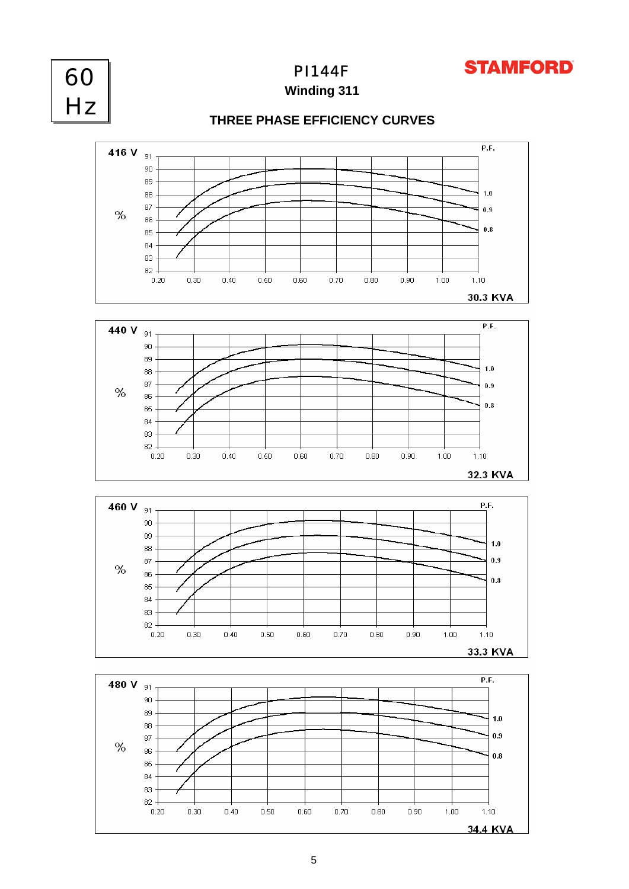60 Hz

# PI144F

**Winding 311**

## THREE PHASE EFFICIENCY CURVES

**416 V**

% (82–91) vs P.F. curves 1.0, 0.9, 0.8; x-axis 0.20–1.10

**30.3 KVA**

**440 V**

% (82–91) vs P.F. curves 1.0, 0.9, 0.8; x-axis 0.20–1.10

**32.3 KVA**

**460 V**

% (82–91) vs P.F. curves 1.0, 0.9, 0.8; x-axis 0.20–1.10

**33.3 KVA**

**480 V**

% (82–91) vs P.F. curves 1.0, 0.9, 0.8; x-axis 0.20–1.10

**34.4 KVA**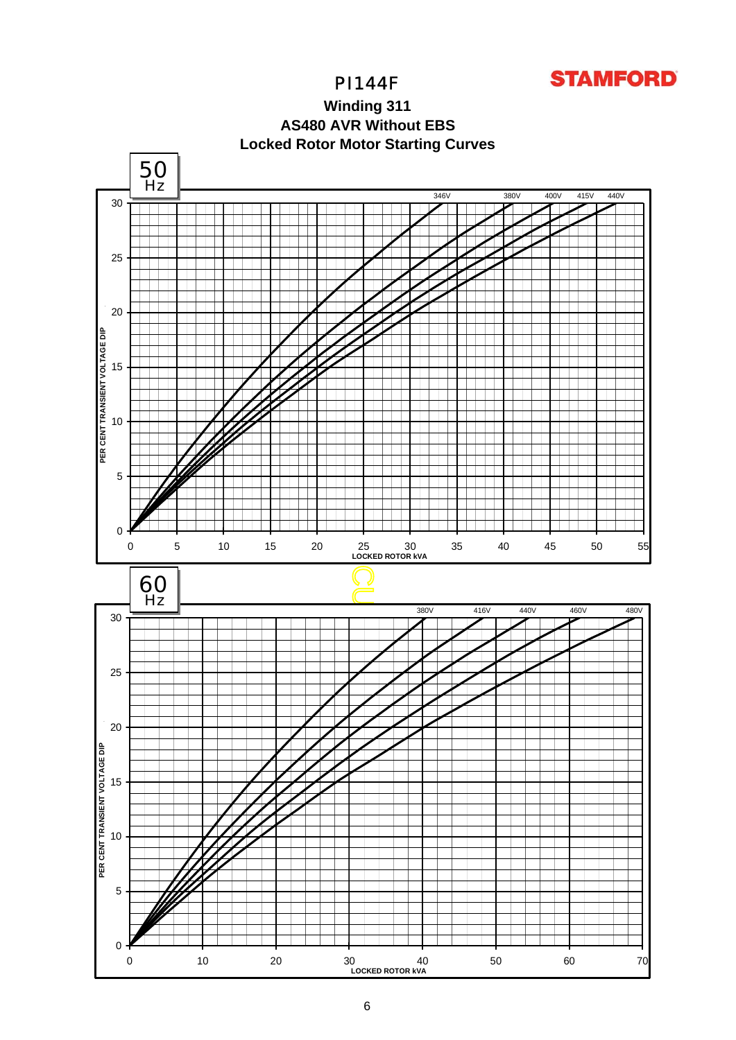PI144F

**Winding 311**

**AS480 AVR Without EBS**

**Locked Rotor Motor Starting Curves**

50 Hz

PER CENT TRANSIENT VOLTAGE DIP

LOCKED ROTOR kVA

346V 380V 400V 415V 440V

60 Hz

PER CENT TRANSIENT VOLTAGE DIP

LOCKED ROTOR kVA

380V 416V 440V 460V 480V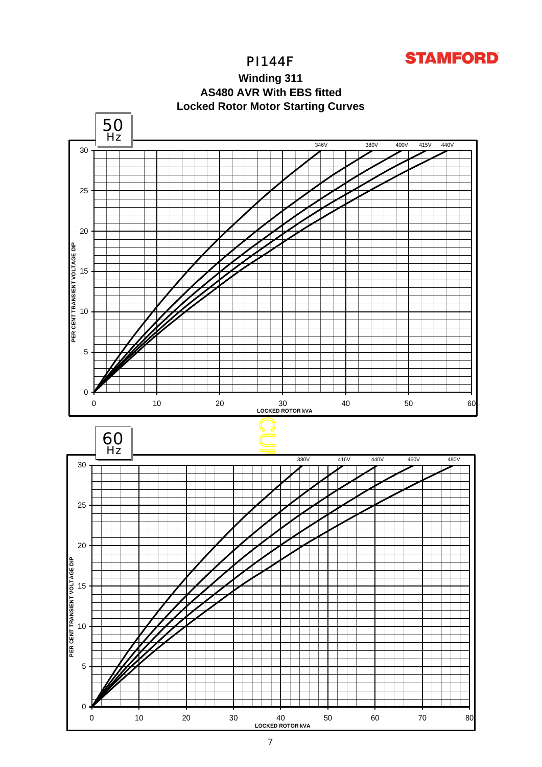STAMFORD

# PI144F

## Winding 311

## AS480 AVR With EBS fitted

## Locked Rotor Motor Starting Curves

**50 Hz**

PER CENT TRANSIENT VOLTAGE DIP (0–30) vs LOCKED ROTOR kVA (0–60)

Curves: 346V, 380V, 400V, 415V, 440V

**60 Hz**

PER CENT TRANSIENT VOLTAGE DIP (0–30) vs LOCKED ROTOR kVA (0–80)

Curves: 380V, 416V, 440V, 460V, 480V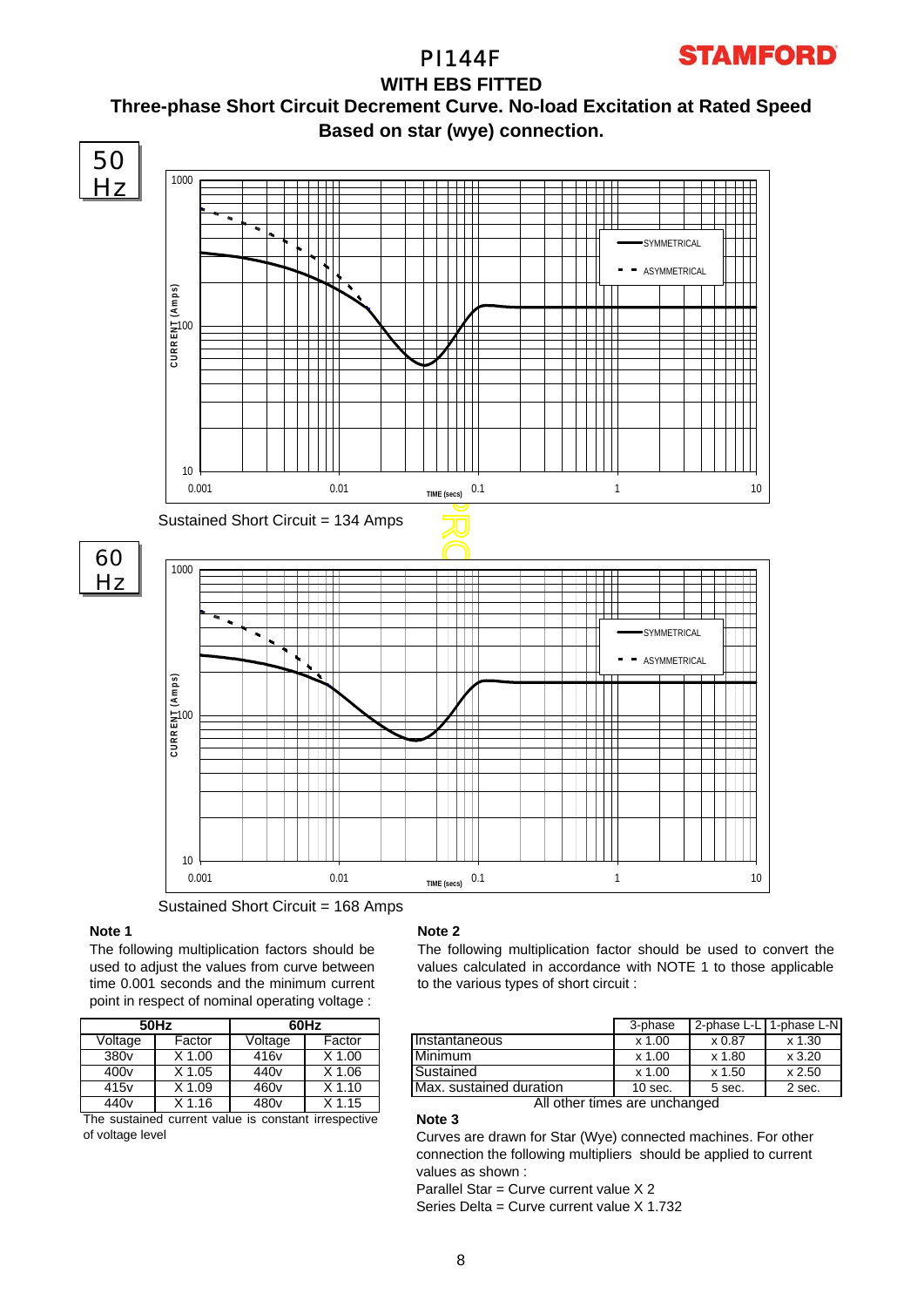# PI144F

**STAMFORD**

## WITH EBS FITTED

## Three-phase Short Circuit Decrement Curve. No-load Excitation at Rated Speed
## Based on star (wye) connection.

**50 Hz**

Sustained Short Circuit = 134 Amps

**60 Hz**

Sustained Short Circuit = 168 Amps

**Note 1**

The following multiplication factors should be used to adjust the values from curve between time 0.001 seconds and the minimum current point in respect of nominal operating voltage :

| 50Hz | | 60Hz | |
|---|---|---|---|
| Voltage | Factor | Voltage | Factor |
| 380v | X 1.00 | 416v | X 1.00 |
| 400v | X 1.05 | 440v | X 1.06 |
| 415v | X 1.09 | 460v | X 1.10 |
| 440v | X 1.16 | 480v | X 1.15 |

The sustained current value is constant irrespective of voltage level

**Note 2**

The following multiplication factor should be used to convert the values calculated in accordance with NOTE 1 to those applicable to the various types of short circuit :

| | 3-phase | 2-phase L-L | 1-phase L-N |
|---|---|---|---|
| Instantaneous | x 1.00 | x 0.87 | x 1.30 |
| Minimum | x 1.00 | x 1.80 | x 3.20 |
| Sustained | x 1.00 | x 1.50 | x 2.50 |
| Max. sustained duration | 10 sec. | 5 sec. | 2 sec. |

All other times are unchanged

**Note 3**

Curves are drawn for Star (Wye) connected machines. For other connection the following multipliers should be applied to current values as shown :

Parallel Star = Curve current value X 2

Series Delta = Curve current value X 1.732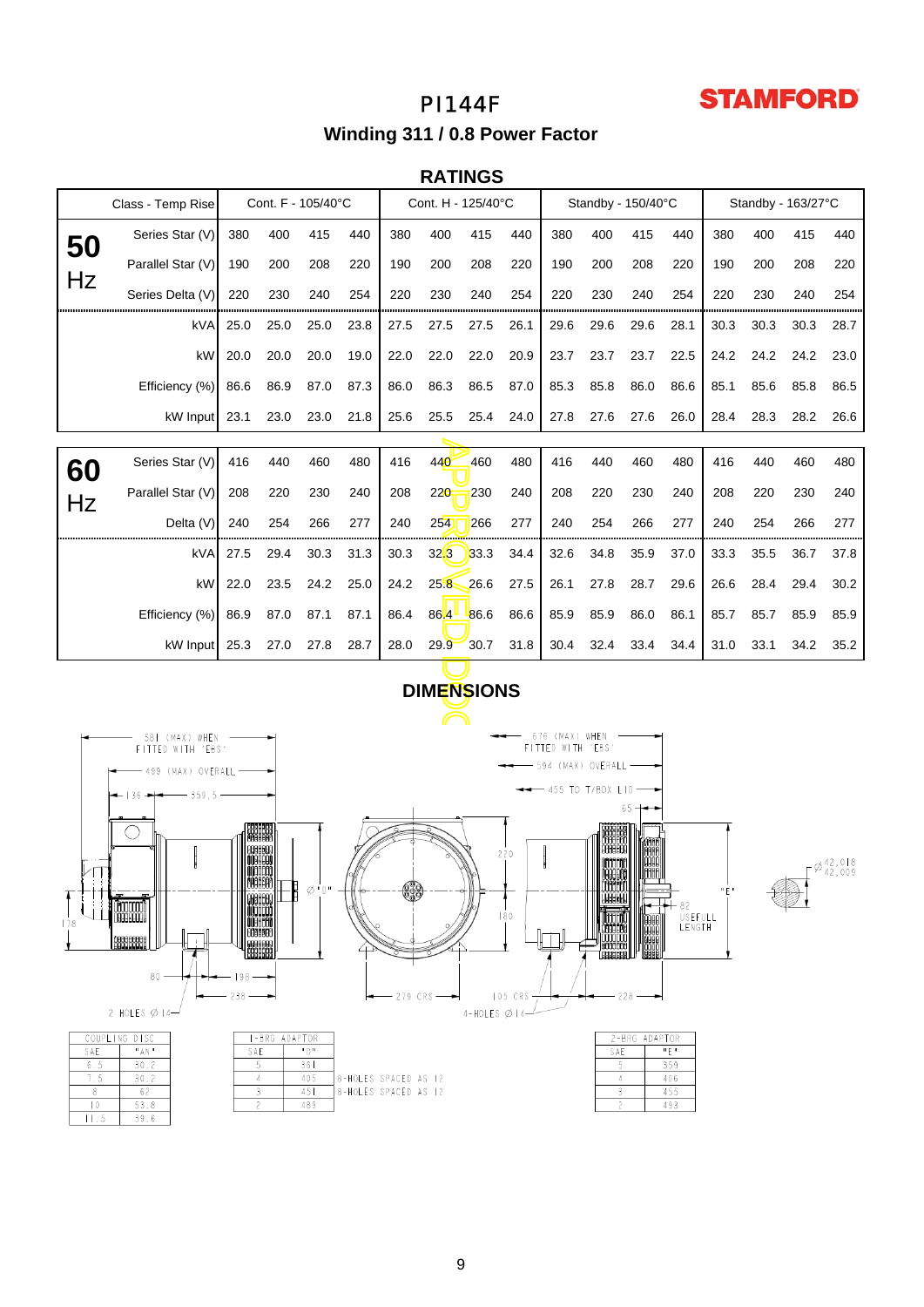# PI144F

**STAMFORD**

## Winding 311 / 0.8 Power Factor

### RATINGS

| | Class - Temp Rise | Cont. F - 105/40°C | | | | Cont. H - 125/40°C | | | | Standby - 150/40°C | | | | Standby - 163/27°C | | | |
|---|---|---|---|---|---|---|---|---|---|---|---|---|---|---|---|---|---|
| **50 Hz** | Series Star (V) | 380 | 400 | 415 | 440 | 380 | 400 | 415 | 440 | 380 | 400 | 415 | 440 | 380 | 400 | 415 | 440 |
| | Parallel Star (V) | 190 | 200 | 208 | 220 | 190 | 200 | 208 | 220 | 190 | 200 | 208 | 220 | 190 | 200 | 208 | 220 |
| | Series Delta (V) | 220 | 230 | 240 | 254 | 220 | 230 | 240 | 254 | 220 | 230 | 240 | 254 | 220 | 230 | 240 | 254 |
| | kVA | 25.0 | 25.0 | 25.0 | 23.8 | 27.5 | 27.5 | 27.5 | 26.1 | 29.6 | 29.6 | 29.6 | 28.1 | 30.3 | 30.3 | 30.3 | 28.7 |
| | kW | 20.0 | 20.0 | 20.0 | 19.0 | 22.0 | 22.0 | 22.0 | 20.9 | 23.7 | 23.7 | 23.7 | 22.5 | 24.2 | 24.2 | 24.2 | 23.0 |
| | Efficiency (%) | 86.6 | 86.9 | 87.0 | 87.3 | 86.0 | 86.3 | 86.5 | 87.0 | 85.3 | 85.8 | 86.0 | 86.6 | 85.1 | 85.6 | 85.8 | 86.5 |
| | kW Input | 23.1 | 23.0 | 23.0 | 21.8 | 25.6 | 25.5 | 25.4 | 24.0 | 27.8 | 27.6 | 27.6 | 26.0 | 28.4 | 28.3 | 28.2 | 26.6 |

| | | | | | | | | | | | | | | | | | |
|---|---|---|---|---|---|---|---|---|---|---|---|---|---|---|---|---|---|
| **60 Hz** | Series Star (V) | 416 | 440 | 460 | 480 | 416 | 440 | 460 | 480 | 416 | 440 | 460 | 480 | 416 | 440 | 460 | 480 |
| | Parallel Star (V) | 208 | 220 | 230 | 240 | 208 | 220 | 230 | 240 | 208 | 220 | 230 | 240 | 208 | 220 | 230 | 240 |
| | Delta (V) | 240 | 254 | 266 | 277 | 240 | 254 | 266 | 277 | 240 | 254 | 266 | 277 | 240 | 254 | 266 | 277 |
| | kVA | 27.5 | 29.4 | 30.3 | 31.3 | 30.3 | 32.3 | 33.3 | 34.4 | 32.6 | 34.8 | 35.9 | 37.0 | 33.3 | 35.5 | 36.7 | 37.8 |
| | kW | 22.0 | 23.5 | 24.2 | 25.0 | 24.2 | 25.8 | 26.6 | 27.5 | 26.1 | 27.8 | 28.7 | 29.6 | 26.6 | 28.4 | 29.4 | 30.2 |
| | Efficiency (%) | 86.9 | 87.0 | 87.1 | 87.1 | 86.4 | 86.4 | 86.6 | 86.6 | 85.9 | 85.9 | 86.0 | 86.1 | 85.7 | 85.7 | 85.9 | 85.9 |
| | kW Input | 25.3 | 27.0 | 27.8 | 28.7 | 28.0 | 29.9 | 30.7 | 31.8 | 30.4 | 32.4 | 33.4 | 34.4 | 31.0 | 33.1 | 34.2 | 35.2 |

APPROVED DOC

### DIMENSIONS

581 (MAX) WHEN FITTED WITH 'EBS'
499 (MAX) OVERALL
136 — 359.5
178
80 — 198 — 238
2 HOLES Ø 14
Ø "D"
270
180
279 CRS
676 (MAX) WHEN FITTED WITH 'EBS'
594 (MAX) OVERALL
455 TO T/BOX LID
65
"E"
82 USEFULL LENGTH
105 CRS — 228
4-HOLES Ø 14
Ø 42.018 / 42.009

| COUPLING DISC | |
|---|---|
| SAE | "AN" |
| 6.5 | 30.2 |
| 7.5 | 30.2 |
| 8 | 62 |
| 10 | 53.8 |
| 11.5 | 39.6 |

| 1-BRG ADAPTOR | | |
|---|---|---|
| SAE | "D" | |
| 5 | 361 | |
| 4 | 405 | 8-HOLES SPACED AS 12 |
| 3 | 451 | 8-HOLES SPACED AS 12 |
| 2 | 489 | |

| 2-BRG ADAPTOR | |
|---|---|
| SAE | "E" |
| 5 | 359 |
| 4 | 406 |
| 3 | 455 |
| 2 | 493 |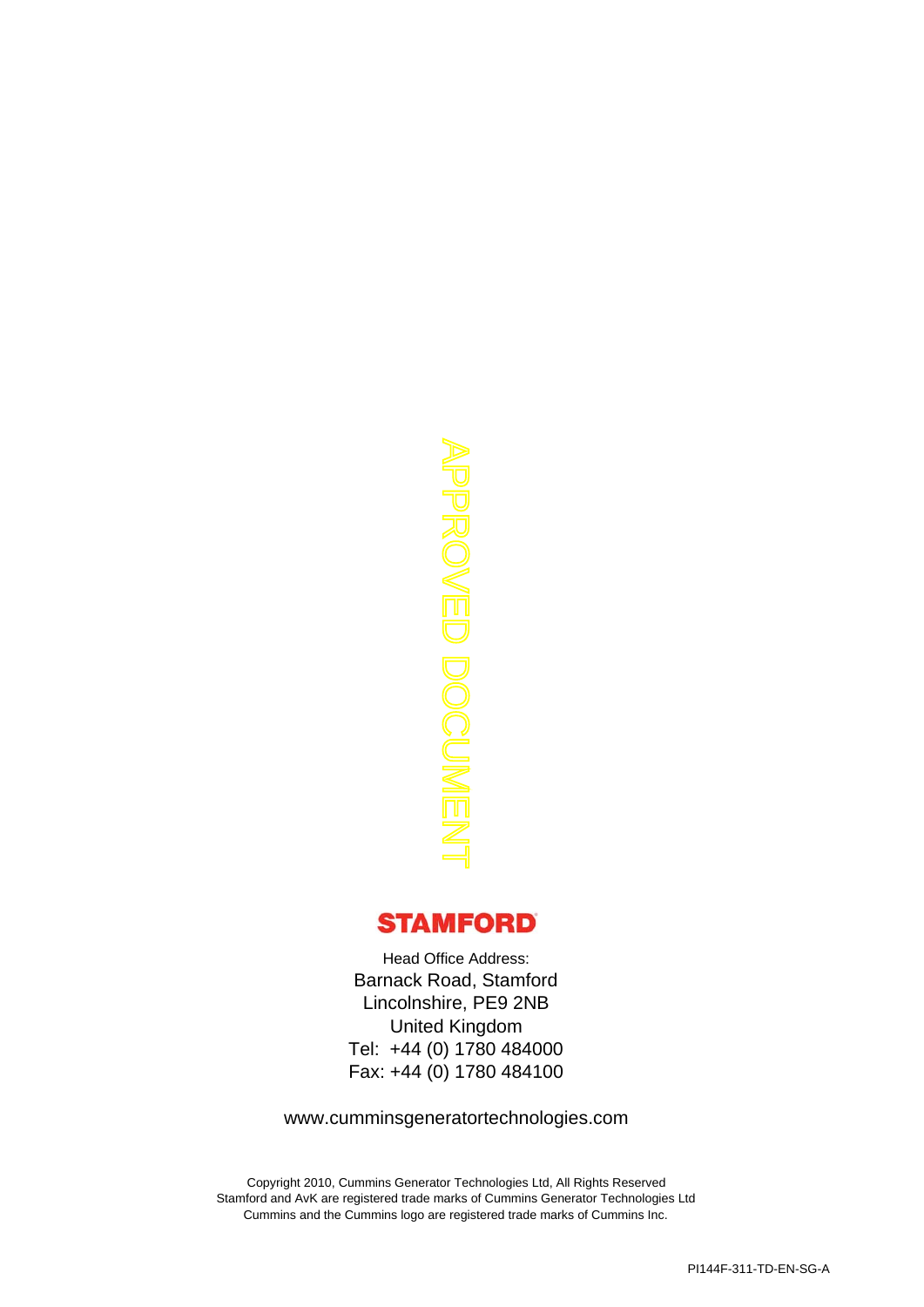APPROVED DOCUMENT

**STAMFORD**

Head Office Address:
Barnack Road, Stamford
Lincolnshire, PE9 2NB
United Kingdom
Tel: +44 (0) 1780 484000
Fax: +44 (0) 1780 484100

www.cumminsgeneratortechnologies.com

Copyright 2010, Cummins Generator Technologies Ltd, All Rights Reserved
Stamford and AvK are registered trade marks of Cummins Generator Technologies Ltd
Cummins and the Cummins logo are registered trade marks of Cummins Inc.

PI144F-311-TD-EN-SG-A